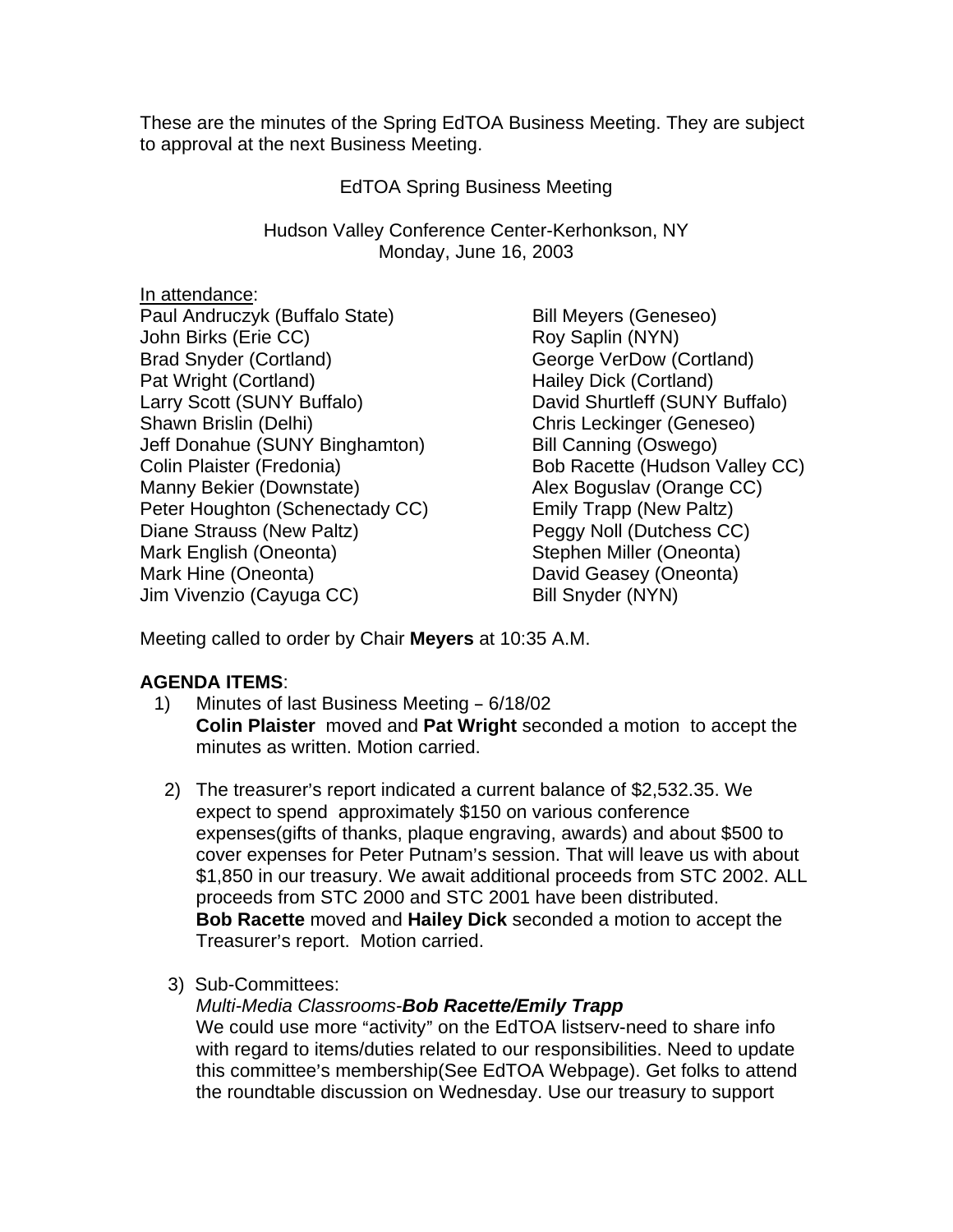These are the minutes of the Spring EdTOA Business Meeting. They are subject to approval at the next Business Meeting.

EdTOA Spring Business Meeting

Hudson Valley Conference Center-Kerhonkson, NY
Monday, June 16, 2003

In attendance:

Paul Andruczyk (Buffalo State)
John Birks (Erie CC)
Brad Snyder (Cortland)
Pat Wright (Cortland)
Larry Scott (SUNY Buffalo)
Shawn Brislin (Delhi)
Jeff Donahue (SUNY Binghamton)
Colin Plaister (Fredonia)
Manny Bekier (Downstate)
Peter Houghton (Schenectady CC)
Diane Strauss (New Paltz)
Mark English (Oneonta)
Mark Hine (Oneonta)
Jim Vivenzio (Cayuga CC)
Bill Meyers (Geneseo)
Roy Saplin (NYN)
George VerDow (Cortland)
Hailey Dick (Cortland)
David Shurtleff (SUNY Buffalo)
Chris Leckinger (Geneseo)
Bill Canning (Oswego)
Bob Racette (Hudson Valley CC)
Alex Boguslav (Orange CC)
Emily Trapp (New Paltz)
Peggy Noll (Dutchess CC)
Stephen Miller (Oneonta)
David Geasey (Oneonta)
Bill Snyder (NYN)

Meeting called to order by Chair **Meyers** at 10:35 A.M.

**AGENDA ITEMS**:

1) Minutes of last Business Meeting – 6/18/02
   **Colin Plaister** moved and **Pat Wright** seconded a motion to accept the minutes as written. Motion carried.

2) The treasurer's report indicated a current balance of $2,532.35. We expect to spend approximately $150 on various conference expenses(gifts of thanks, plaque engraving, awards) and about $500 to cover expenses for Peter Putnam's session. That will leave us with about $1,850 in our treasury. We await additional proceeds from STC 2002. ALL proceeds from STC 2000 and STC 2001 have been distributed.
   **Bob Racette** moved and **Hailey Dick** seconded a motion to accept the Treasurer's report. Motion carried.

3) Sub-Committees:
   *Multi-Media Classrooms-**Bob Racette/Emily Trapp***
   We could use more "activity" on the EdTOA listserv-need to share info with regard to items/duties related to our responsibilities. Need to update this committee's membership(See EdTOA Webpage). Get folks to attend the roundtable discussion on Wednesday. Use our treasury to support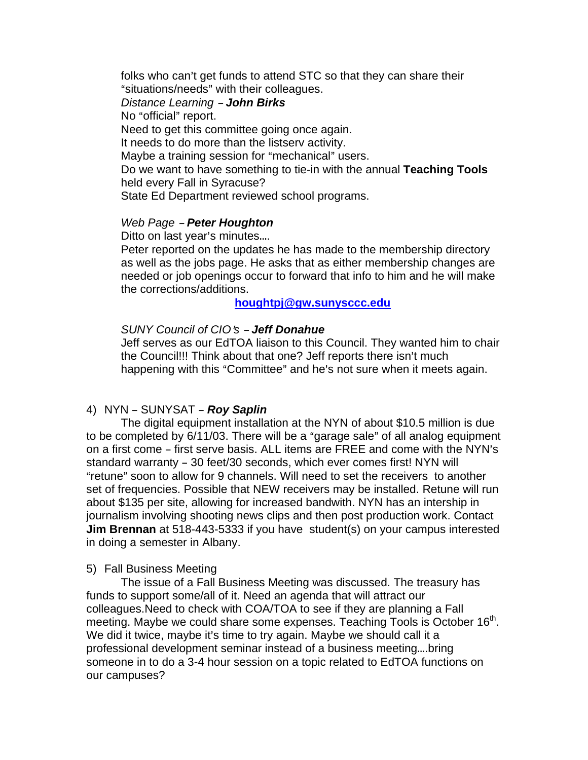folks who can't get funds to attend STC so that they can share their "situations/needs" with their colleagues.

*Distance Learning* – ***John Birks***

No "official" report.

Need to get this committee going once again.

It needs to do more than the listserv activity.

Maybe a training session for "mechanical" users.

Do we want to have something to tie-in with the annual **Teaching Tools** held every Fall in Syracuse?

State Ed Department reviewed school programs.

*Web Page* – ***Peter Houghton***

Ditto on last year's minutes….

Peter reported on the updates he has made to the membership directory as well as the jobs page. He asks that as either membership changes are needed or job openings occur to forward that info to him and he will make the corrections/additions.

**houghtpj@gw.sunysccc.edu**

*SUNY Council of CIO's* – ***Jeff Donahue***

Jeff serves as our EdTOA liaison to this Council. They wanted him to chair the Council!!! Think about that one? Jeff reports there isn't much happening with this "Committee" and he's not sure when it meets again.

4) NYN – SUNYSAT – ***Roy Saplin***

The digital equipment installation at the NYN of about $10.5 million is due to be completed by 6/11/03. There will be a "garage sale" of all analog equipment on a first come – first serve basis. ALL items are FREE and come with the NYN's standard warranty – 30 feet/30 seconds, which ever comes first! NYN will "retune" soon to allow for 9 channels. Will need to set the receivers to another set of frequencies. Possible that NEW receivers may be installed. Retune will run about $135 per site, allowing for increased bandwith. NYN has an intership in journalism involving shooting news clips and then post production work. Contact **Jim Brennan** at 518-443-5333 if you have student(s) on your campus interested in doing a semester in Albany.

5) Fall Business Meeting

The issue of a Fall Business Meeting was discussed. The treasury has funds to support some/all of it. Need an agenda that will attract our colleagues.Need to check with COA/TOA to see if they are planning a Fall meeting. Maybe we could share some expenses. Teaching Tools is October 16th. We did it twice, maybe it's time to try again. Maybe we should call it a professional development seminar instead of a business meeting….bring someone in to do a 3-4 hour session on a topic related to EdTOA functions on our campuses?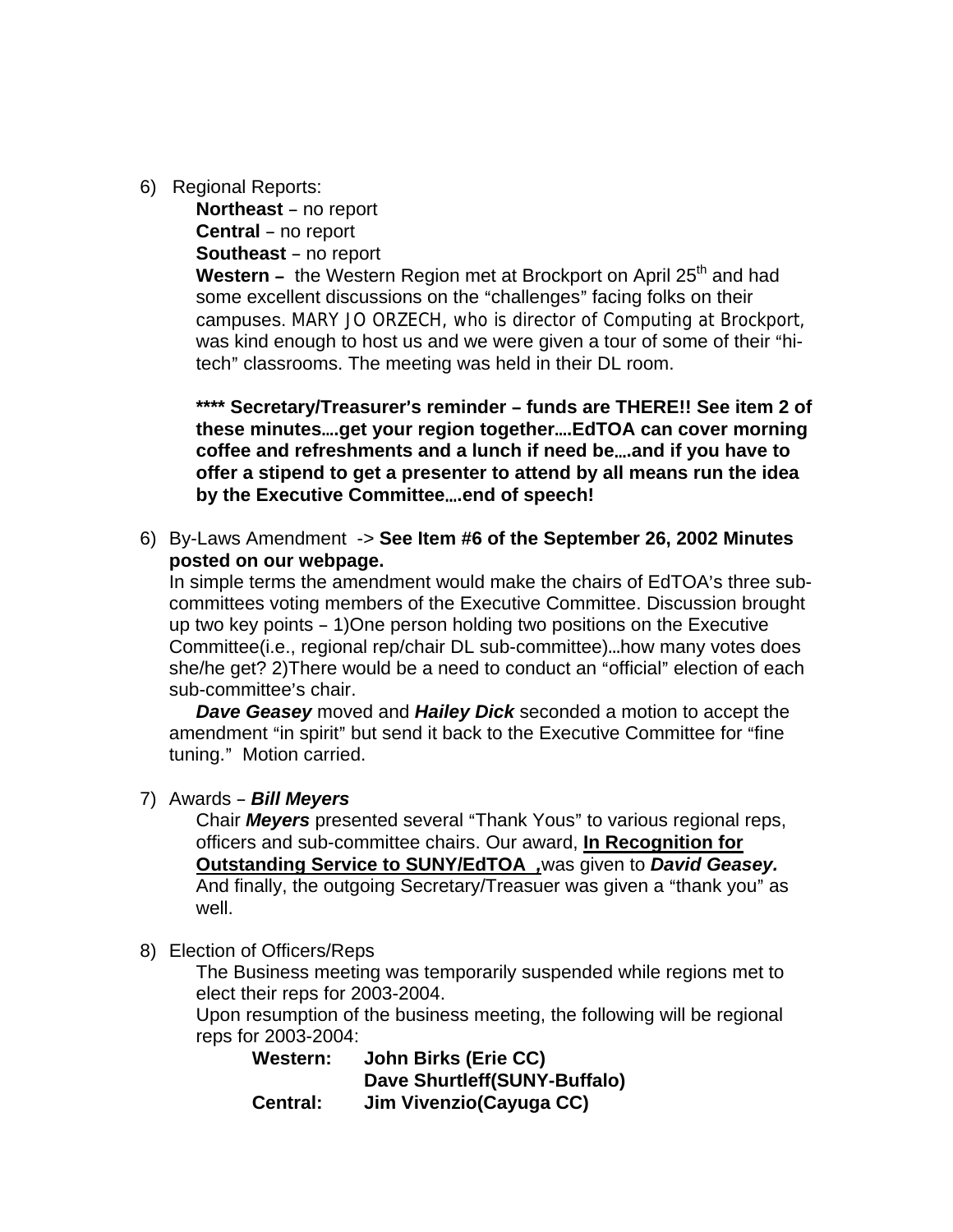6) Regional Reports:

**Northeast** – no report
**Central** – no report
**Southeast** – no report
**Western –** the Western Region met at Brockport on April 25th and had some excellent discussions on the "challenges" facing folks on their campuses. MARY JO ORZECH, who is director of Computing at Brockport, was kind enough to host us and we were given a tour of some of their "hi-tech" classrooms. The meeting was held in their DL room.

**\*\*\*\* Secretary/Treasurer's reminder – funds are THERE!! See item 2 of these minutes….get your region together….EdTOA can cover morning coffee and refreshments and a lunch if need be….and if you have to offer a stipend to get a presenter to attend by all means run the idea by the Executive Committee….end of speech!**

6) By-Laws Amendment -> **See Item #6 of the September 26, 2002 Minutes posted on our webpage.**
In simple terms the amendment would make the chairs of EdTOA's three sub-committees voting members of the Executive Committee. Discussion brought up two key points – 1)One person holding two positions on the Executive Committee(i.e., regional rep/chair DL sub-committee)…how many votes does she/he get? 2)There would be a need to conduct an "official" election of each sub-committee's chair.
***Dave Geasey*** moved and ***Hailey Dick*** seconded a motion to accept the amendment "in spirit" but send it back to the Executive Committee for "fine tuning." Motion carried.

7) Awards – ***Bill Meyers***
Chair ***Meyers*** presented several "Thank Yous" to various regional reps, officers and sub-committee chairs. Our award, **In Recognition for Outstanding Service to SUNY/EdTOA ,**was given to ***David Geasey.*** And finally, the outgoing Secretary/Treasuer was given a "thank you" as well.

8) Election of Officers/Reps
The Business meeting was temporarily suspended while regions met to elect their reps for 2003-2004.
Upon resumption of the business meeting, the following will be regional reps for 2003-2004:

**Western:** **John Birks (Erie CC)**
**Dave Shurtleff(SUNY-Buffalo)**
**Central:** **Jim Vivenzio(Cayuga CC)**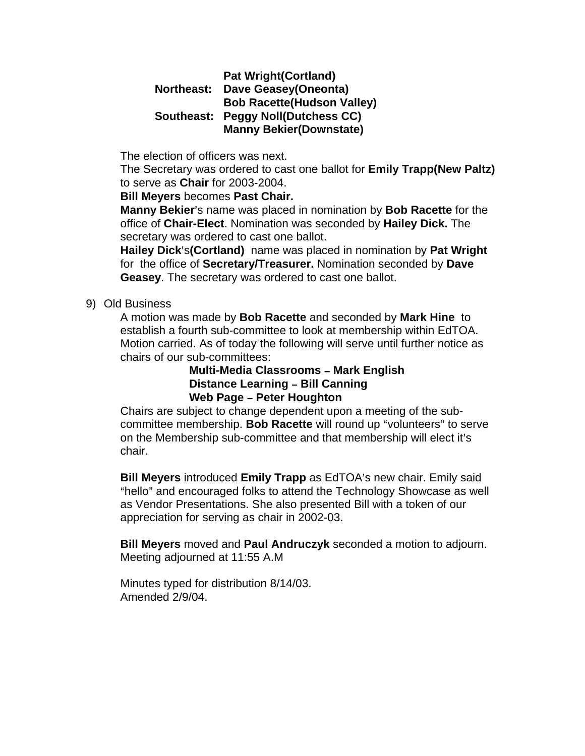|  |  |
|---|---|
|  | **Pat Wright(Cortland)** |
| **Northeast:** | **Dave Geasey(Oneonta)** |
|  | **Bob Racette(Hudson Valley)** |
| **Southeast:** | **Peggy Noll(Dutchess CC)** |
|  | **Manny Bekier(Downstate)** |

The election of officers was next.
The Secretary was ordered to cast one ballot for **Emily Trapp(New Paltz)** to serve as **Chair** for 2003-2004.
**Bill Meyers** becomes **Past Chair.**
**Manny Bekier**'s name was placed in nomination by **Bob Racette** for the office of **Chair-Elect**. Nomination was seconded by **Hailey Dick.** The secretary was ordered to cast one ballot.
**Hailey Dick**'s**(Cortland)** name was placed in nomination by **Pat Wright** for the office of **Secretary/Treasurer.** Nomination seconded by **Dave Geasey**. The secretary was ordered to cast one ballot.

9) Old Business

A motion was made by **Bob Racette** and seconded by **Mark Hine** to establish a fourth sub-committee to look at membership within EdTOA. Motion carried. As of today the following will serve until further notice as chairs of our sub-committees:

**Multi-Media Classrooms – Mark English**
**Distance Learning – Bill Canning**
**Web Page – Peter Houghton**

Chairs are subject to change dependent upon a meeting of the sub-committee membership. **Bob Racette** will round up "volunteers" to serve on the Membership sub-committee and that membership will elect it's chair.

**Bill Meyers** introduced **Emily Trapp** as EdTOA's new chair. Emily said "hello" and encouraged folks to attend the Technology Showcase as well as Vendor Presentations. She also presented Bill with a token of our appreciation for serving as chair in 2002-03.

**Bill Meyers** moved and **Paul Andruczyk** seconded a motion to adjourn. Meeting adjourned at 11:55 A.M

Minutes typed for distribution 8/14/03.
Amended 2/9/04.